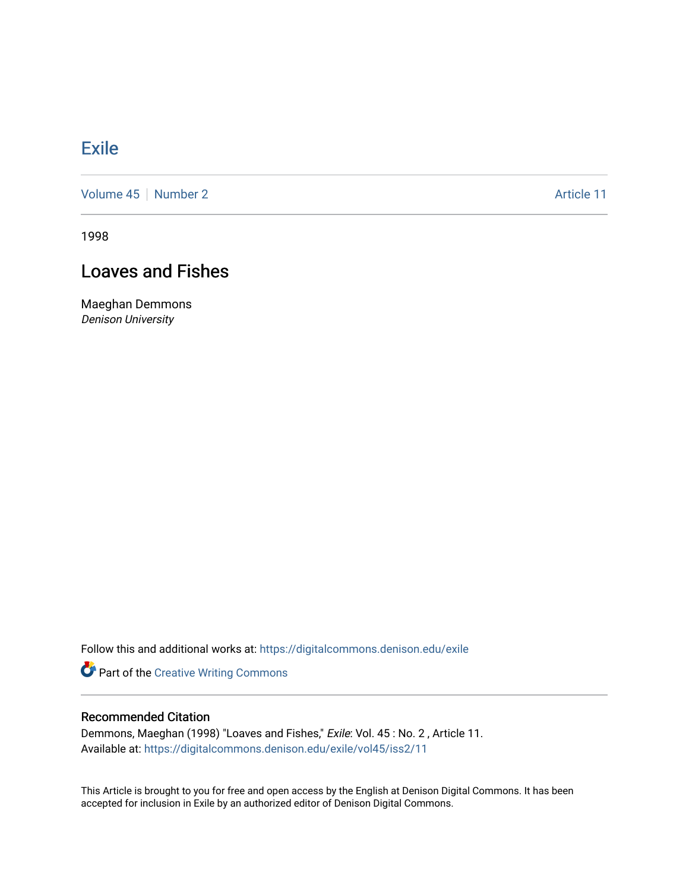# Exile

Volume 45 | Number 2 Article 11

1998

## Loaves and Fishes

Maeghan Demmons
*Denison University*

Follow this and additional works at: https://digitalcommons.denison.edu/exile

Part of the Creative Writing Commons

### Recommended Citation

Demmons, Maeghan (1998) "Loaves and Fishes," *Exile*: Vol. 45 : No. 2 , Article 11.
Available at: https://digitalcommons.denison.edu/exile/vol45/iss2/11

This Article is brought to you for free and open access by the English at Denison Digital Commons. It has been accepted for inclusion in Exile by an authorized editor of Denison Digital Commons.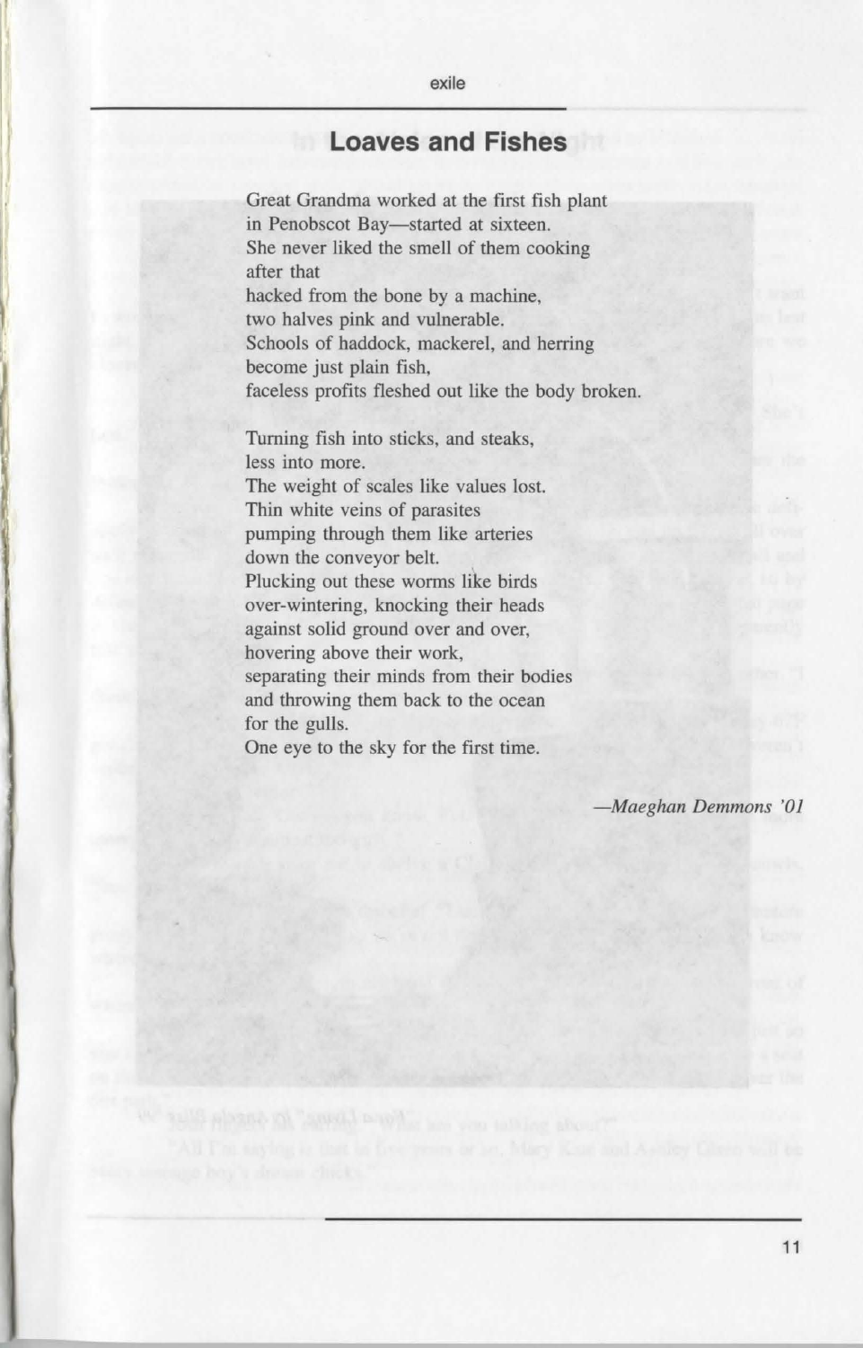# Loaves and Fishes

Great Grandma worked at the first fish plant
in Penobscot Bay—started at sixteen.
She never liked the smell of them cooking
after that
hacked from the bone by a machine,
two halves pink and vulnerable.
Schools of haddock, mackerel, and herring
become just plain fish,
faceless profits fleshed out like the body broken.

Turning fish into sticks, and steaks,
less into more.
The weight of scales like values lost.
Thin white veins of parasites
pumping through them like arteries
down the conveyor belt.
Plucking out these worms like birds
over-wintering, knocking their heads
against solid ground over and over,
hovering above their work,
separating their minds from their bodies
and throwing them back to the ocean
for the gulls.
One eye to the sky for the first time.

*—Maeghan Demmons '01*